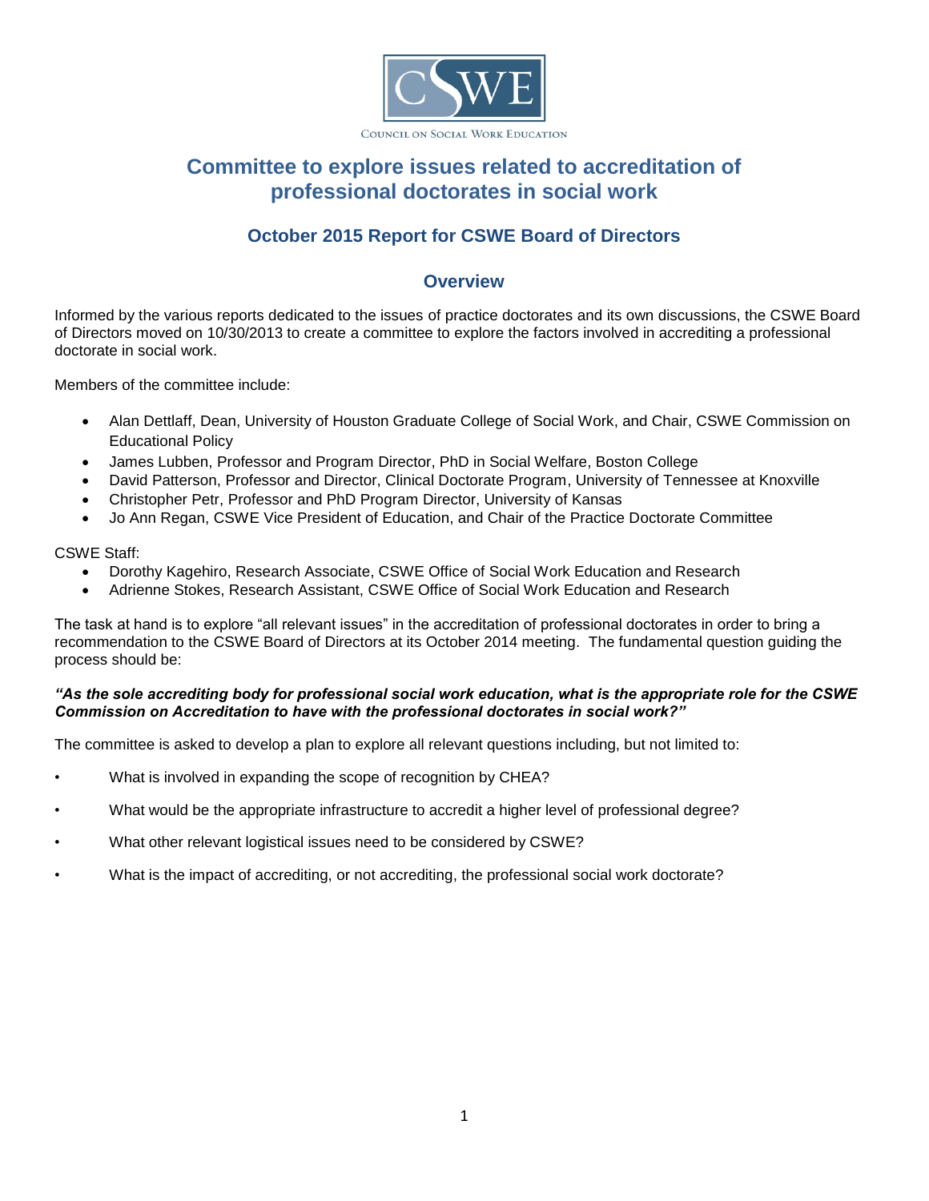COUNCIL ON SOCIAL WORK EDUCATION

# Committee to explore issues related to accreditation of professional doctorates in social work

## October 2015 Report for CSWE Board of Directors

## Overview

Informed by the various reports dedicated to the issues of practice doctorates and its own discussions, the CSWE Board of Directors moved on 10/30/2013 to create a committee to explore the factors involved in accrediting a professional doctorate in social work.

Members of the committee include:

- Alan Dettlaff, Dean, University of Houston Graduate College of Social Work, and Chair, CSWE Commission on Educational Policy
- James Lubben, Professor and Program Director, PhD in Social Welfare, Boston College
- David Patterson, Professor and Director, Clinical Doctorate Program, University of Tennessee at Knoxville
- Christopher Petr, Professor and PhD Program Director, University of Kansas
- Jo Ann Regan, CSWE Vice President of Education, and Chair of the Practice Doctorate Committee

CSWE Staff:

- Dorothy Kagehiro, Research Associate, CSWE Office of Social Work Education and Research
- Adrienne Stokes, Research Assistant, CSWE Office of Social Work Education and Research

The task at hand is to explore "all relevant issues" in the accreditation of professional doctorates in order to bring a recommendation to the CSWE Board of Directors at its October 2014 meeting. The fundamental question guiding the process should be:

***"As the sole accrediting body for professional social work education, what is the appropriate role for the CSWE Commission on Accreditation to have with the professional doctorates in social work?"***

The committee is asked to develop a plan to explore all relevant questions including, but not limited to:

- What is involved in expanding the scope of recognition by CHEA?
- What would be the appropriate infrastructure to accredit a higher level of professional degree?
- What other relevant logistical issues need to be considered by CSWE?
- What is the impact of accrediting, or not accrediting, the professional social work doctorate?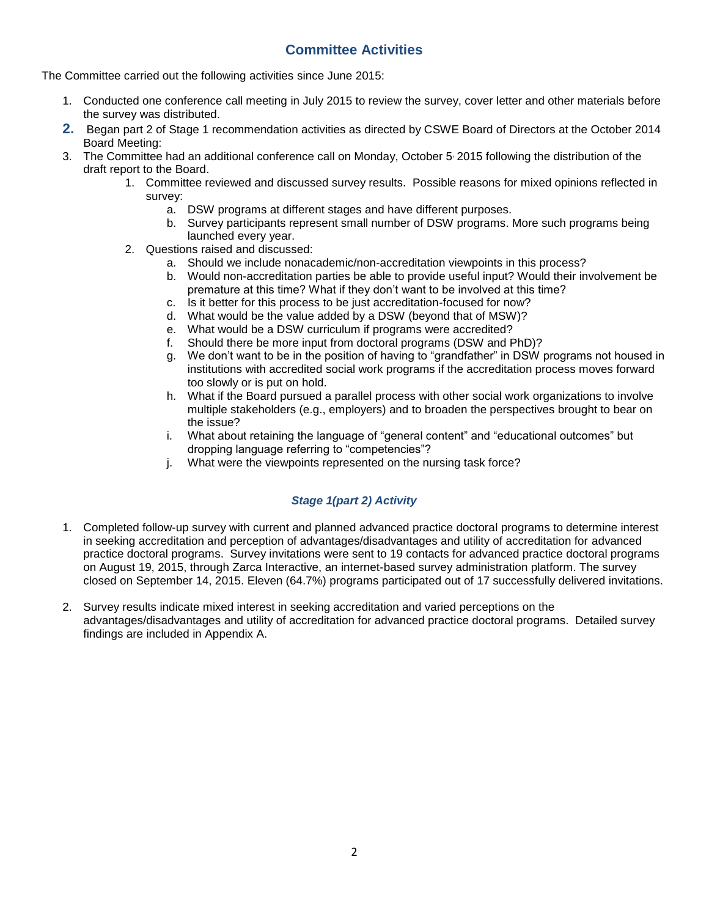## Committee Activities

The Committee carried out the following activities since June 2015:

1. Conducted one conference call meeting in July 2015 to review the survey, cover letter and other materials before the survey was distributed.
2. Began part 2 of Stage 1 recommendation activities as directed by CSWE Board of Directors at the October 2014 Board Meeting:
3. The Committee had an additional conference call on Monday, October 5, 2015 following the distribution of the draft report to the Board.
    1. Committee reviewed and discussed survey results. Possible reasons for mixed opinions reflected in survey:
        a. DSW programs at different stages and have different purposes.
        b. Survey participants represent small number of DSW programs. More such programs being launched every year.
    2. Questions raised and discussed:
        a. Should we include nonacademic/non-accreditation viewpoints in this process?
        b. Would non-accreditation parties be able to provide useful input? Would their involvement be premature at this time? What if they don't want to be involved at this time?
        c. Is it better for this process to be just accreditation-focused for now?
        d. What would be the value added by a DSW (beyond that of MSW)?
        e. What would be a DSW curriculum if programs were accredited?
        f. Should there be more input from doctoral programs (DSW and PhD)?
        g. We don't want to be in the position of having to "grandfather" in DSW programs not housed in institutions with accredited social work programs if the accreditation process moves forward too slowly or is put on hold.
        h. What if the Board pursued a parallel process with other social work organizations to involve multiple stakeholders (e.g., employers) and to broaden the perspectives brought to bear on the issue?
        i. What about retaining the language of "general content" and "educational outcomes" but dropping language referring to "competencies"?
        j. What were the viewpoints represented on the nursing task force?

### *Stage 1(part 2) Activity*

1. Completed follow-up survey with current and planned advanced practice doctoral programs to determine interest in seeking accreditation and perception of advantages/disadvantages and utility of accreditation for advanced practice doctoral programs. Survey invitations were sent to 19 contacts for advanced practice doctoral programs on August 19, 2015, through Zarca Interactive, an internet-based survey administration platform. The survey closed on September 14, 2015. Eleven (64.7%) programs participated out of 17 successfully delivered invitations.

2. Survey results indicate mixed interest in seeking accreditation and varied perceptions on the advantages/disadvantages and utility of accreditation for advanced practice doctoral programs. Detailed survey findings are included in Appendix A.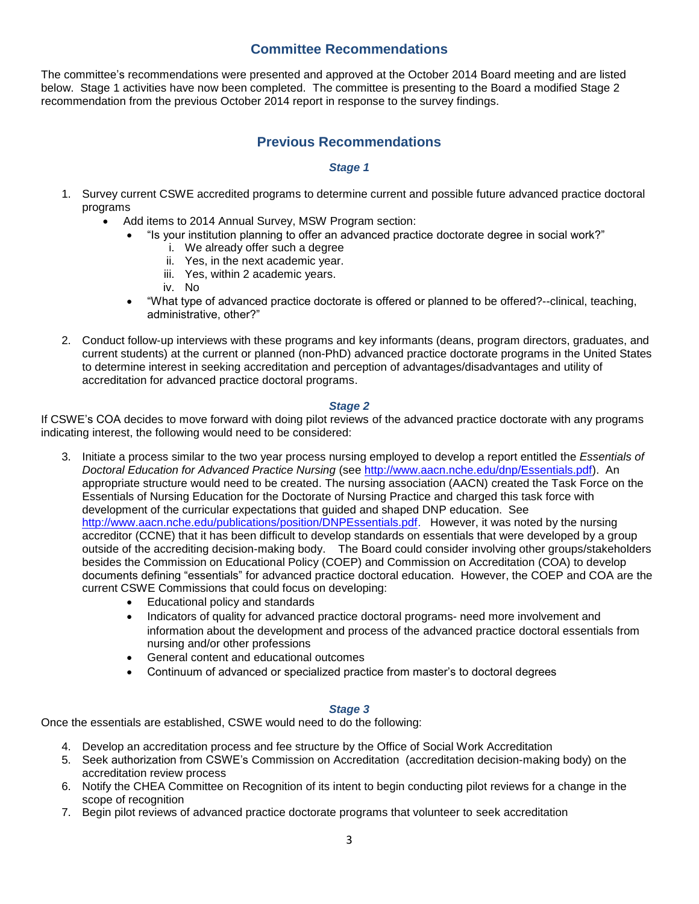## Committee Recommendations

The committee's recommendations were presented and approved at the October 2014 Board meeting and are listed below. Stage 1 activities have now been completed. The committee is presenting to the Board a modified Stage 2 recommendation from the previous October 2014 report in response to the survey findings.

## Previous Recommendations

### *Stage 1*

1. Survey current CSWE accredited programs to determine current and possible future advanced practice doctoral programs
   - Add items to 2014 Annual Survey, MSW Program section:
     - "Is your institution planning to offer an advanced practice doctorate degree in social work?"
       i. We already offer such a degree
       ii. Yes, in the next academic year.
       iii. Yes, within 2 academic years.
       iv. No
     - "What type of advanced practice doctorate is offered or planned to be offered?--clinical, teaching, administrative, other?"

2. Conduct follow-up interviews with these programs and key informants (deans, program directors, graduates, and current students) at the current or planned (non-PhD) advanced practice doctorate programs in the United States to determine interest in seeking accreditation and perception of advantages/disadvantages and utility of accreditation for advanced practice doctoral programs.

### *Stage 2*

If CSWE's COA decides to move forward with doing pilot reviews of the advanced practice doctorate with any programs indicating interest, the following would need to be considered:

3. Initiate a process similar to the two year process nursing employed to develop a report entitled the *Essentials of Doctoral Education for Advanced Practice Nursing* (see http://www.aacn.nche.edu/dnp/Essentials.pdf). An appropriate structure would need to be created. The nursing association (AACN) created the Task Force on the Essentials of Nursing Education for the Doctorate of Nursing Practice and charged this task force with development of the curricular expectations that guided and shaped DNP education. See http://www.aacn.nche.edu/publications/position/DNPEssentials.pdf. However, it was noted by the nursing accreditor (CCNE) that it has been difficult to develop standards on essentials that were developed by a group outside of the accrediting decision-making body. The Board could consider involving other groups/stakeholders besides the Commission on Educational Policy (COEP) and Commission on Accreditation (COA) to develop documents defining "essentials" for advanced practice doctoral education. However, the COEP and COA are the current CSWE Commissions that could focus on developing:
   - Educational policy and standards
   - Indicators of quality for advanced practice doctoral programs- need more involvement and information about the development and process of the advanced practice doctoral essentials from nursing and/or other professions
   - General content and educational outcomes
   - Continuum of advanced or specialized practice from master's to doctoral degrees

### *Stage 3*

Once the essentials are established, CSWE would need to do the following:

4. Develop an accreditation process and fee structure by the Office of Social Work Accreditation
5. Seek authorization from CSWE's Commission on Accreditation (accreditation decision-making body) on the accreditation review process
6. Notify the CHEA Committee on Recognition of its intent to begin conducting pilot reviews for a change in the scope of recognition
7. Begin pilot reviews of advanced practice doctorate programs that volunteer to seek accreditation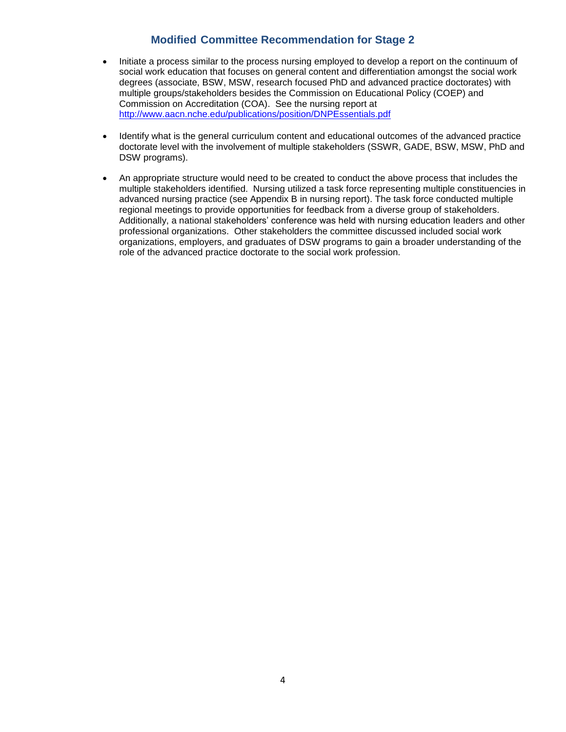## Modified Committee Recommendation for Stage 2

- Initiate a process similar to the process nursing employed to develop a report on the continuum of social work education that focuses on general content and differentiation amongst the social work degrees (associate, BSW, MSW, research focused PhD and advanced practice doctorates) with multiple groups/stakeholders besides the Commission on Educational Policy (COEP) and Commission on Accreditation (COA). See the nursing report at [http://www.aacn.nche.edu/publications/position/DNPEssentials.pdf](http://www.aacn.nche.edu/publications/position/DNPEssentials.pdf)

- Identify what is the general curriculum content and educational outcomes of the advanced practice doctorate level with the involvement of multiple stakeholders (SSWR, GADE, BSW, MSW, PhD and DSW programs).

- An appropriate structure would need to be created to conduct the above process that includes the multiple stakeholders identified. Nursing utilized a task force representing multiple constituencies in advanced nursing practice (see Appendix B in nursing report). The task force conducted multiple regional meetings to provide opportunities for feedback from a diverse group of stakeholders. Additionally, a national stakeholders' conference was held with nursing education leaders and other professional organizations. Other stakeholders the committee discussed included social work organizations, employers, and graduates of DSW programs to gain a broader understanding of the role of the advanced practice doctorate to the social work profession.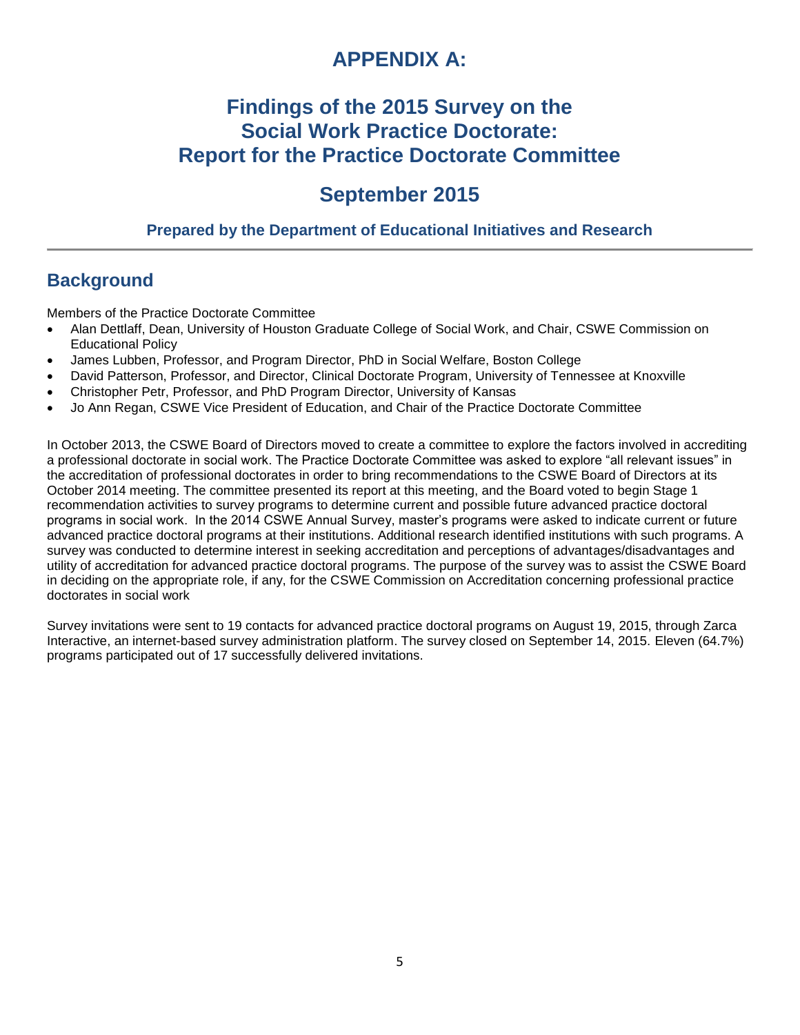# APPENDIX A:

# Findings of the 2015 Survey on the Social Work Practice Doctorate: Report for the Practice Doctorate Committee

## September 2015

### Prepared by the Department of Educational Initiatives and Research

## Background

Members of the Practice Doctorate Committee

- Alan Dettlaff, Dean, University of Houston Graduate College of Social Work, and Chair, CSWE Commission on Educational Policy
- James Lubben, Professor, and Program Director, PhD in Social Welfare, Boston College
- David Patterson, Professor, and Director, Clinical Doctorate Program, University of Tennessee at Knoxville
- Christopher Petr, Professor, and PhD Program Director, University of Kansas
- Jo Ann Regan, CSWE Vice President of Education, and Chair of the Practice Doctorate Committee

In October 2013, the CSWE Board of Directors moved to create a committee to explore the factors involved in accrediting a professional doctorate in social work. The Practice Doctorate Committee was asked to explore "all relevant issues" in the accreditation of professional doctorates in order to bring recommendations to the CSWE Board of Directors at its October 2014 meeting. The committee presented its report at this meeting, and the Board voted to begin Stage 1 recommendation activities to survey programs to determine current and possible future advanced practice doctoral programs in social work. In the 2014 CSWE Annual Survey, master's programs were asked to indicate current or future advanced practice doctoral programs at their institutions. Additional research identified institutions with such programs. A survey was conducted to determine interest in seeking accreditation and perceptions of advantages/disadvantages and utility of accreditation for advanced practice doctoral programs. The purpose of the survey was to assist the CSWE Board in deciding on the appropriate role, if any, for the CSWE Commission on Accreditation concerning professional practice doctorates in social work

Survey invitations were sent to 19 contacts for advanced practice doctoral programs on August 19, 2015, through Zarca Interactive, an internet-based survey administration platform. The survey closed on September 14, 2015. Eleven (64.7%) programs participated out of 17 successfully delivered invitations.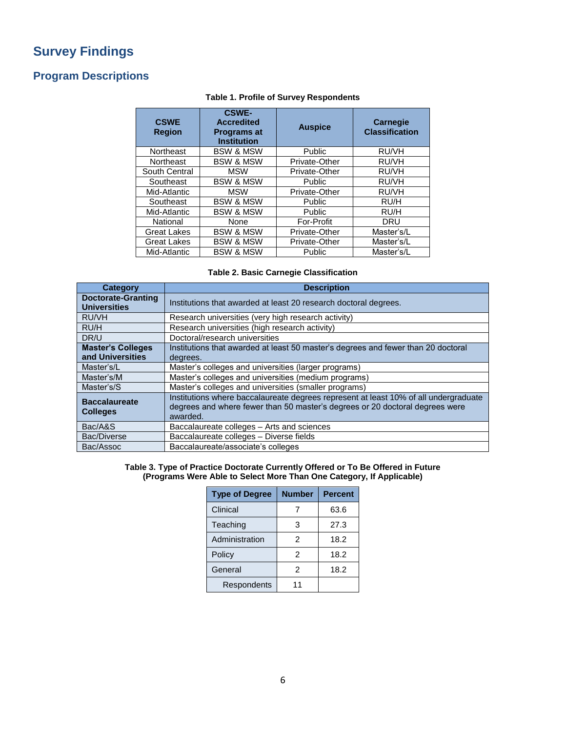# Survey Findings

## Program Descriptions

**Table 1. Profile of Survey Respondents**

| CSWE Region | CSWE-Accredited Programs at Institution | Auspice | Carnegie Classification |
|---|---|---|---|
| Northeast | BSW & MSW | Public | RU/VH |
| Northeast | BSW & MSW | Private-Other | RU/VH |
| South Central | MSW | Private-Other | RU/VH |
| Southeast | BSW & MSW | Public | RU/VH |
| Mid-Atlantic | MSW | Private-Other | RU/VH |
| Southeast | BSW & MSW | Public | RU/H |
| Mid-Atlantic | BSW & MSW | Public | RU/H |
| National | None | For-Profit | DRU |
| Great Lakes | BSW & MSW | Private-Other | Master's/L |
| Great Lakes | BSW & MSW | Private-Other | Master's/L |
| Mid-Atlantic | BSW & MSW | Public | Master's/L |

**Table 2. Basic Carnegie Classification**

| Category | Description |
|---|---|
| **Doctorate-Granting Universities** | Institutions that awarded at least 20 research doctoral degrees. |
| RU/VH | Research universities (very high research activity) |
| RU/H | Research universities (high research activity) |
| DR/U | Doctoral/research universities |
| **Master's Colleges and Universities** | Institutions that awarded at least 50 master's degrees and fewer than 20 doctoral degrees. |
| Master's/L | Master's colleges and universities (larger programs) |
| Master's/M | Master's colleges and universities (medium programs) |
| Master's/S | Master's colleges and universities (smaller programs) |
| **Baccalaureate Colleges** | Institutions where baccalaureate degrees represent at least 10% of all undergraduate degrees and where fewer than 50 master's degrees or 20 doctoral degrees were awarded. |
| Bac/A&S | Baccalaureate colleges – Arts and sciences |
| Bac/Diverse | Baccalaureate colleges – Diverse fields |
| Bac/Assoc | Baccalaureate/associate's colleges |

**Table 3. Type of Practice Doctorate Currently Offered or To Be Offered in Future (Programs Were Able to Select More Than One Category, If Applicable)**

| Type of Degree | Number | Percent |
|---|---|---|
| Clinical | 7 | 63.6 |
| Teaching | 3 | 27.3 |
| Administration | 2 | 18.2 |
| Policy | 2 | 18.2 |
| General | 2 | 18.2 |
| Respondents | 11 | |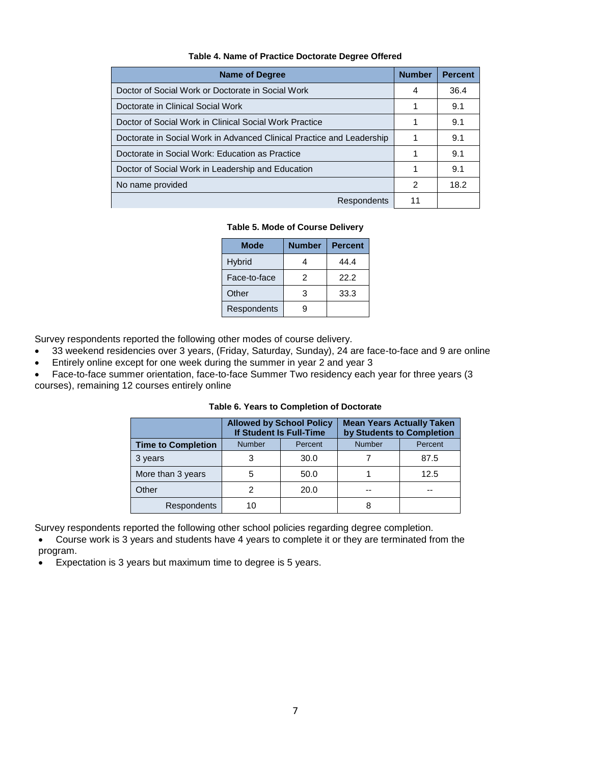**Table 4. Name of Practice Doctorate Degree Offered**

| Name of Degree | Number | Percent |
|---|---|---|
| Doctor of Social Work or Doctorate in Social Work | 4 | 36.4 |
| Doctorate in Clinical Social Work | 1 | 9.1 |
| Doctor of Social Work in Clinical Social Work Practice | 1 | 9.1 |
| Doctorate in Social Work in Advanced Clinical Practice and Leadership | 1 | 9.1 |
| Doctorate in Social Work: Education as Practice | 1 | 9.1 |
| Doctor of Social Work in Leadership and Education | 1 | 9.1 |
| No name provided | 2 | 18.2 |
| Respondents | 11 | |

**Table 5. Mode of Course Delivery**

| Mode | Number | Percent |
|---|---|---|
| Hybrid | 4 | 44.4 |
| Face-to-face | 2 | 22.2 |
| Other | 3 | 33.3 |
| Respondents | 9 | |

Survey respondents reported the following other modes of course delivery.

- 33 weekend residencies over 3 years, (Friday, Saturday, Sunday), 24 are face-to-face and 9 are online
- Entirely online except for one week during the summer in year 2 and year 3
- Face-to-face summer orientation, face-to-face Summer Two residency each year for three years (3 courses), remaining 12 courses entirely online

**Table 6. Years to Completion of Doctorate**

| | Allowed by School Policy If Student Is Full-Time | | Mean Years Actually Taken by Students to Completion | |
|---|---|---|---|---|
| Time to Completion | Number | Percent | Number | Percent |
| 3 years | 3 | 30.0 | 7 | 87.5 |
| More than 3 years | 5 | 50.0 | 1 | 12.5 |
| Other | 2 | 20.0 | -- | -- |
| Respondents | 10 | | 8 | |

Survey respondents reported the following other school policies regarding degree completion.

- Course work is 3 years and students have 4 years to complete it or they are terminated from the program.
- Expectation is 3 years but maximum time to degree is 5 years.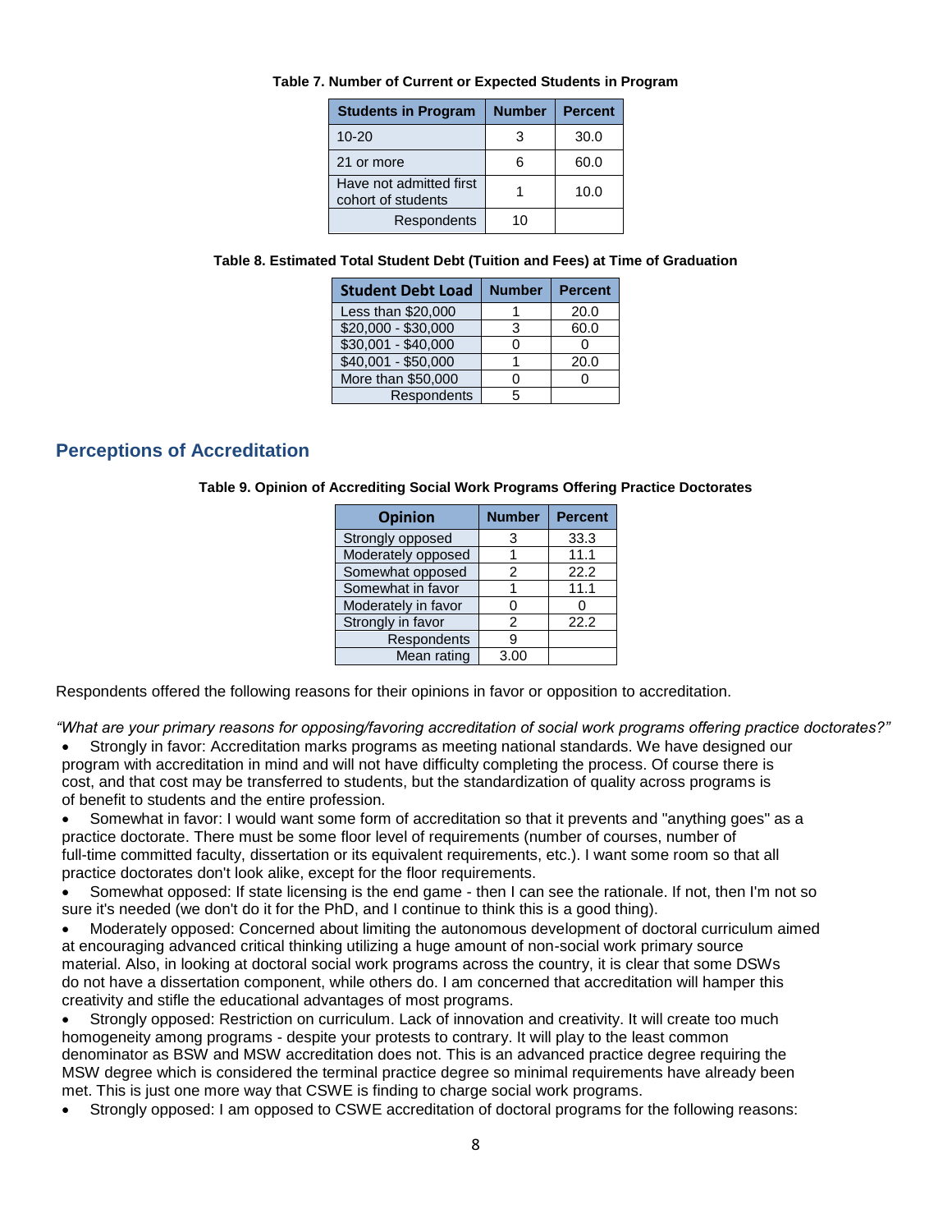**Table 7. Number of Current or Expected Students in Program**

| Students in Program | Number | Percent |
|---|---|---|
| 10-20 | 3 | 30.0 |
| 21 or more | 6 | 60.0 |
| Have not admitted first cohort of students | 1 | 10.0 |
| Respondents | 10 | |

**Table 8. Estimated Total Student Debt (Tuition and Fees) at Time of Graduation**

| Student Debt Load | Number | Percent |
|---|---|---|
| Less than $20,000 | 1 | 20.0 |
| $20,000 - $30,000 | 3 | 60.0 |
| $30,001 - $40,000 | 0 | 0 |
| $40,001 - $50,000 | 1 | 20.0 |
| More than $50,000 | 0 | 0 |
| Respondents | 5 | |

## Perceptions of Accreditation

**Table 9. Opinion of Accrediting Social Work Programs Offering Practice Doctorates**

| Opinion | Number | Percent |
|---|---|---|
| Strongly opposed | 3 | 33.3 |
| Moderately opposed | 1 | 11.1 |
| Somewhat opposed | 2 | 22.2 |
| Somewhat in favor | 1 | 11.1 |
| Moderately in favor | 0 | 0 |
| Strongly in favor | 2 | 22.2 |
| Respondents | 9 | |
| Mean rating | 3.00 | |

Respondents offered the following reasons for their opinions in favor or opposition to accreditation.

*"What are your primary reasons for opposing/favoring accreditation of social work programs offering practice doctorates?"*

- Strongly in favor: Accreditation marks programs as meeting national standards. We have designed our program with accreditation in mind and will not have difficulty completing the process. Of course there is cost, and that cost may be transferred to students, but the standardization of quality across programs is of benefit to students and the entire profession.
- Somewhat in favor: I would want some form of accreditation so that it prevents and "anything goes" as a practice doctorate. There must be some floor level of requirements (number of courses, number of full-time committed faculty, dissertation or its equivalent requirements, etc.). I want some room so that all practice doctorates don't look alike, except for the floor requirements.
- Somewhat opposed: If state licensing is the end game - then I can see the rationale. If not, then I'm not so sure it's needed (we don't do it for the PhD, and I continue to think this is a good thing).
- Moderately opposed: Concerned about limiting the autonomous development of doctoral curriculum aimed at encouraging advanced critical thinking utilizing a huge amount of non-social work primary source material. Also, in looking at doctoral social work programs across the country, it is clear that some DSWs do not have a dissertation component, while others do. I am concerned that accreditation will hamper this creativity and stifle the educational advantages of most programs.
- Strongly opposed: Restriction on curriculum. Lack of innovation and creativity. It will create too much homogeneity among programs - despite your protests to contrary. It will play to the least common denominator as BSW and MSW accreditation does not. This is an advanced practice degree requiring the MSW degree which is considered the terminal practice degree so minimal requirements have already been met. This is just one more way that CSWE is finding to charge social work programs.
- Strongly opposed: I am opposed to CSWE accreditation of doctoral programs for the following reasons: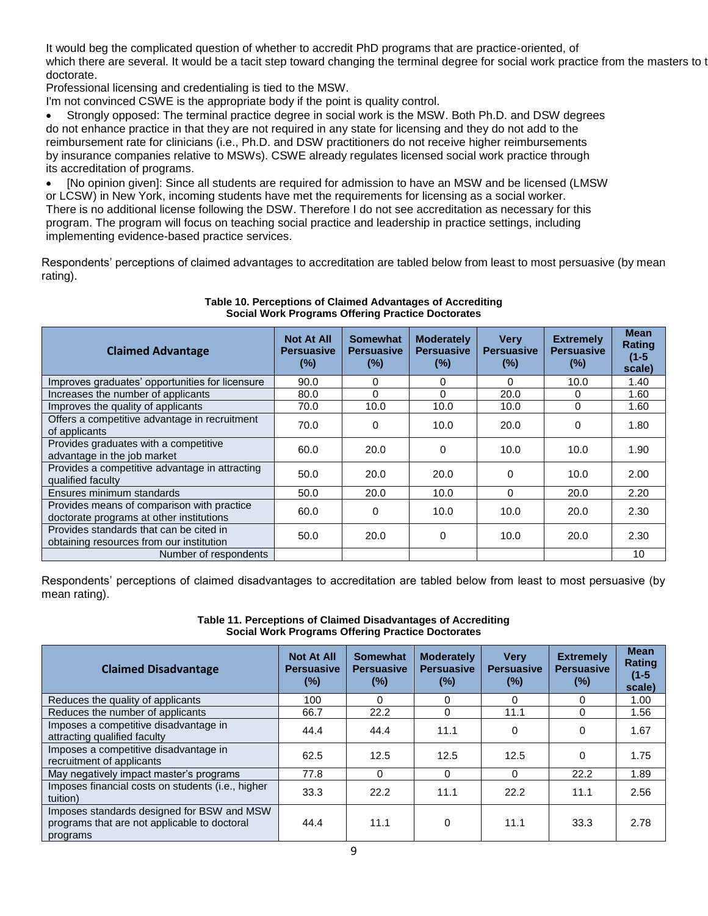It would beg the complicated question of whether to accredit PhD programs that are practice-oriented, of which there are several. It would be a tacit step toward changing the terminal degree for social work practice from the masters to t doctorate.

Professional licensing and credentialing is tied to the MSW.

I'm not convinced CSWE is the appropriate body if the point is quality control.

- Strongly opposed: The terminal practice degree in social work is the MSW. Both Ph.D. and DSW degrees do not enhance practice in that they are not required in any state for licensing and they do not add to the reimbursement rate for clinicians (i.e., Ph.D. and DSW practitioners do not receive higher reimbursements by insurance companies relative to MSWs). CSWE already regulates licensed social work practice through its accreditation of programs.
- [No opinion given]: Since all students are required for admission to have an MSW and be licensed (LMSW or LCSW) in New York, incoming students have met the requirements for licensing as a social worker. There is no additional license following the DSW. Therefore I do not see accreditation as necessary for this program. The program will focus on teaching social practice and leadership in practice settings, including implementing evidence-based practice services.

Respondents' perceptions of claimed advantages to accreditation are tabled below from least to most persuasive (by mean rating).

**Table 10. Perceptions of Claimed Advantages of Accrediting Social Work Programs Offering Practice Doctorates**

| Claimed Advantage | Not At All Persuasive (%) | Somewhat Persuasive (%) | Moderately Persuasive (%) | Very Persuasive (%) | Extremely Persuasive (%) | Mean Rating (1-5 scale) |
|---|---|---|---|---|---|---|
| Improves graduates' opportunities for licensure | 90.0 | 0 | 0 | 0 | 10.0 | 1.40 |
| Increases the number of applicants | 80.0 | 0 | 0 | 20.0 | 0 | 1.60 |
| Improves the quality of applicants | 70.0 | 10.0 | 10.0 | 10.0 | 0 | 1.60 |
| Offers a competitive advantage in recruitment of applicants | 70.0 | 0 | 10.0 | 20.0 | 0 | 1.80 |
| Provides graduates with a competitive advantage in the job market | 60.0 | 20.0 | 0 | 10.0 | 10.0 | 1.90 |
| Provides a competitive advantage in attracting qualified faculty | 50.0 | 20.0 | 20.0 | 0 | 10.0 | 2.00 |
| Ensures minimum standards | 50.0 | 20.0 | 10.0 | 0 | 20.0 | 2.20 |
| Provides means of comparison with practice doctorate programs at other institutions | 60.0 | 0 | 10.0 | 10.0 | 20.0 | 2.30 |
| Provides standards that can be cited in obtaining resources from our institution | 50.0 | 20.0 | 0 | 10.0 | 20.0 | 2.30 |
| Number of respondents | | | | | | 10 |

Respondents' perceptions of claimed disadvantages to accreditation are tabled below from least to most persuasive (by mean rating).

**Table 11. Perceptions of Claimed Disadvantages of Accrediting Social Work Programs Offering Practice Doctorates**

| Claimed Disadvantage | Not At All Persuasive (%) | Somewhat Persuasive (%) | Moderately Persuasive (%) | Very Persuasive (%) | Extremely Persuasive (%) | Mean Rating (1-5 scale) |
|---|---|---|---|---|---|---|
| Reduces the quality of applicants | 100 | 0 | 0 | 0 | 0 | 1.00 |
| Reduces the number of applicants | 66.7 | 22.2 | 0 | 11.1 | 0 | 1.56 |
| Imposes a competitive disadvantage in attracting qualified faculty | 44.4 | 44.4 | 11.1 | 0 | 0 | 1.67 |
| Imposes a competitive disadvantage in recruitment of applicants | 62.5 | 12.5 | 12.5 | 12.5 | 0 | 1.75 |
| May negatively impact master's programs | 77.8 | 0 | 0 | 0 | 22.2 | 1.89 |
| Imposes financial costs on students (i.e., higher tuition) | 33.3 | 22.2 | 11.1 | 22.2 | 11.1 | 2.56 |
| Imposes standards designed for BSW and MSW programs that are not applicable to doctoral programs | 44.4 | 11.1 | 0 | 11.1 | 33.3 | 2.78 |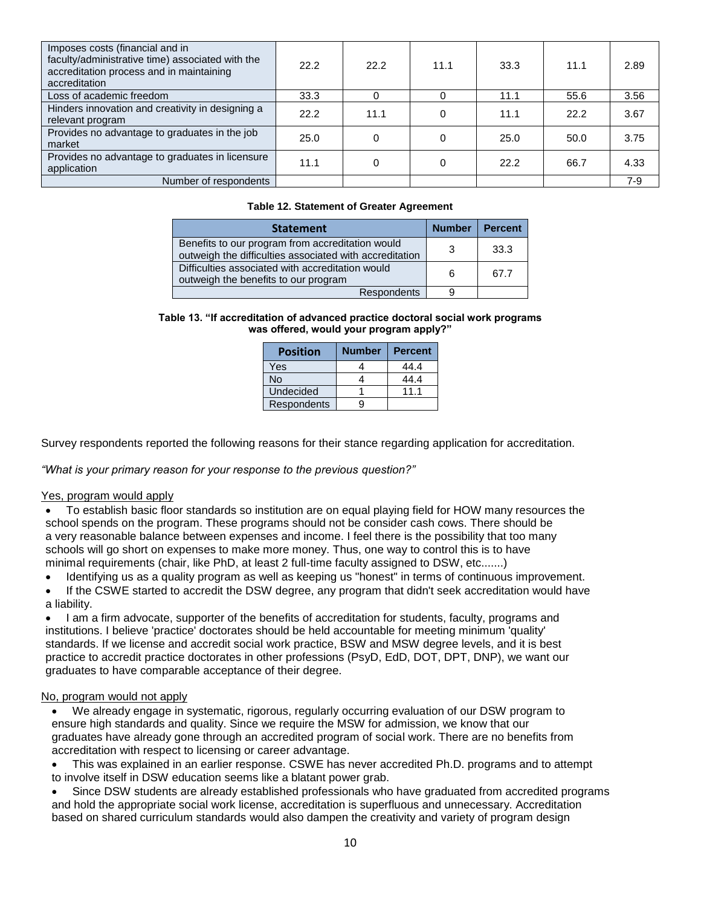| | | | | | | |
|---|---|---|---|---|---|---|
| Imposes costs (financial and in faculty/administrative time) associated with the accreditation process and in maintaining accreditation | 22.2 | 22.2 | 11.1 | 33.3 | 11.1 | 2.89 |
| Loss of academic freedom | 33.3 | 0 | 0 | 11.1 | 55.6 | 3.56 |
| Hinders innovation and creativity in designing a relevant program | 22.2 | 11.1 | 0 | 11.1 | 22.2 | 3.67 |
| Provides no advantage to graduates in the job market | 25.0 | 0 | 0 | 25.0 | 50.0 | 3.75 |
| Provides no advantage to graduates in licensure application | 11.1 | 0 | 0 | 22.2 | 66.7 | 4.33 |
| Number of respondents | | | | | | 7-9 |

**Table 12. Statement of Greater Agreement**

| Statement | Number | Percent |
|---|---|---|
| Benefits to our program from accreditation would outweigh the difficulties associated with accreditation | 3 | 33.3 |
| Difficulties associated with accreditation would outweigh the benefits to our program | 6 | 67.7 |
| Respondents | 9 | |

**Table 13. "If accreditation of advanced practice doctoral social work programs was offered, would your program apply?"**

| Position | Number | Percent |
|---|---|---|
| Yes | 4 | 44.4 |
| No | 4 | 44.4 |
| Undecided | 1 | 11.1 |
| Respondents | 9 | |

Survey respondents reported the following reasons for their stance regarding application for accreditation.

*"What is your primary reason for your response to the previous question?"*

Yes, program would apply

- To establish basic floor standards so institution are on equal playing field for HOW many resources the school spends on the program. These programs should not be consider cash cows. There should be a very reasonable balance between expenses and income. I feel there is the possibility that too many schools will go short on expenses to make more money. Thus, one way to control this is to have minimal requirements (chair, like PhD, at least 2 full-time faculty assigned to DSW, etc.......)
- Identifying us as a quality program as well as keeping us "honest" in terms of continuous improvement.
- If the CSWE started to accredit the DSW degree, any program that didn't seek accreditation would have a liability.
- I am a firm advocate, supporter of the benefits of accreditation for students, faculty, programs and institutions. I believe 'practice' doctorates should be held accountable for meeting minimum 'quality' standards. If we license and accredit social work practice, BSW and MSW degree levels, and it is best practice to accredit practice doctorates in other professions (PsyD, EdD, DOT, DPT, DNP), we want our graduates to have comparable acceptance of their degree.

No, program would not apply

- We already engage in systematic, rigorous, regularly occurring evaluation of our DSW program to ensure high standards and quality. Since we require the MSW for admission, we know that our graduates have already gone through an accredited program of social work. There are no benefits from accreditation with respect to licensing or career advantage.
- This was explained in an earlier response. CSWE has never accredited Ph.D. programs and to attempt to involve itself in DSW education seems like a blatant power grab.
- Since DSW students are already established professionals who have graduated from accredited programs and hold the appropriate social work license, accreditation is superfluous and unnecessary. Accreditation based on shared curriculum standards would also dampen the creativity and variety of program design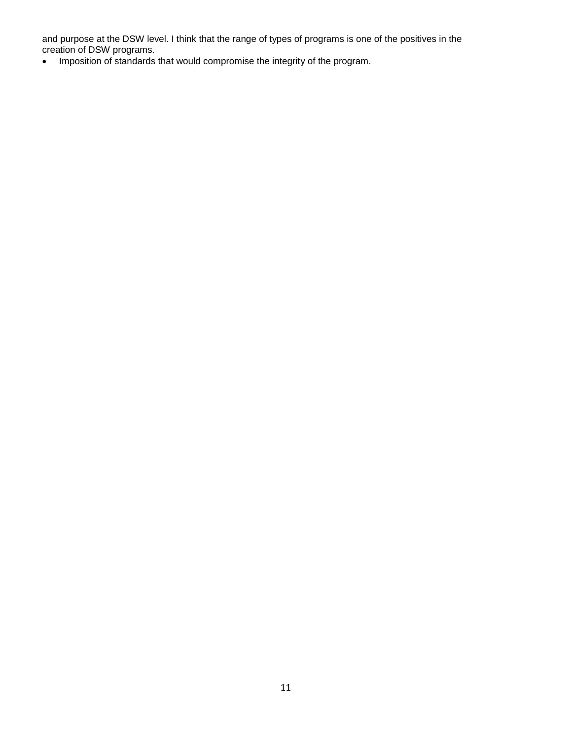and purpose at the DSW level. I think that the range of types of programs is one of the positives in the creation of DSW programs.

- Imposition of standards that would compromise the integrity of the program.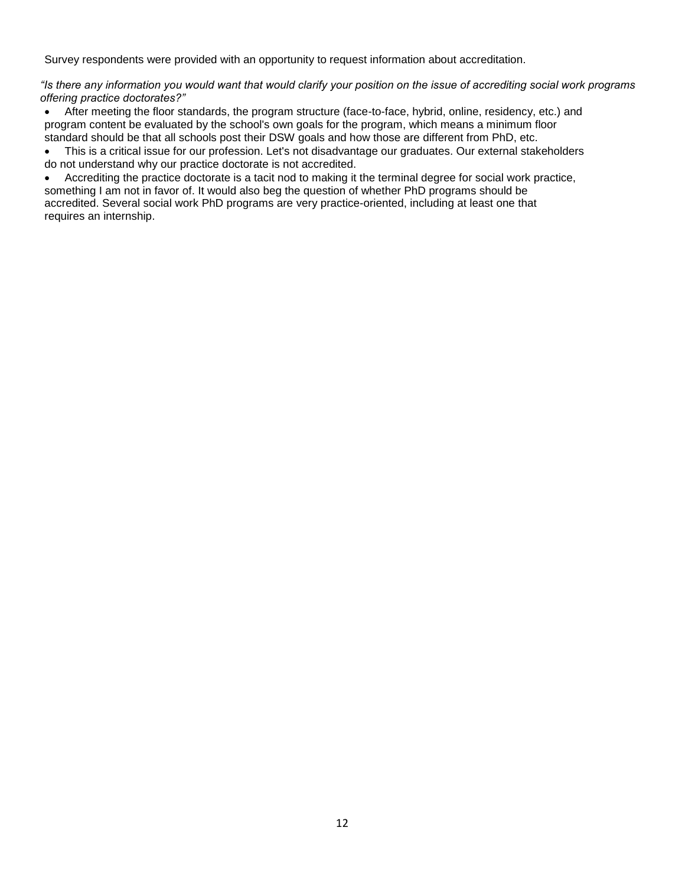Survey respondents were provided with an opportunity to request information about accreditation.

*"Is there any information you would want that would clarify your position on the issue of accrediting social work programs offering practice doctorates?"*

- After meeting the floor standards, the program structure (face-to-face, hybrid, online, residency, etc.) and program content be evaluated by the school's own goals for the program, which means a minimum floor standard should be that all schools post their DSW goals and how those are different from PhD, etc.
- This is a critical issue for our profession. Let's not disadvantage our graduates. Our external stakeholders do not understand why our practice doctorate is not accredited.
- Accrediting the practice doctorate is a tacit nod to making it the terminal degree for social work practice, something I am not in favor of. It would also beg the question of whether PhD programs should be accredited. Several social work PhD programs are very practice-oriented, including at least one that requires an internship.